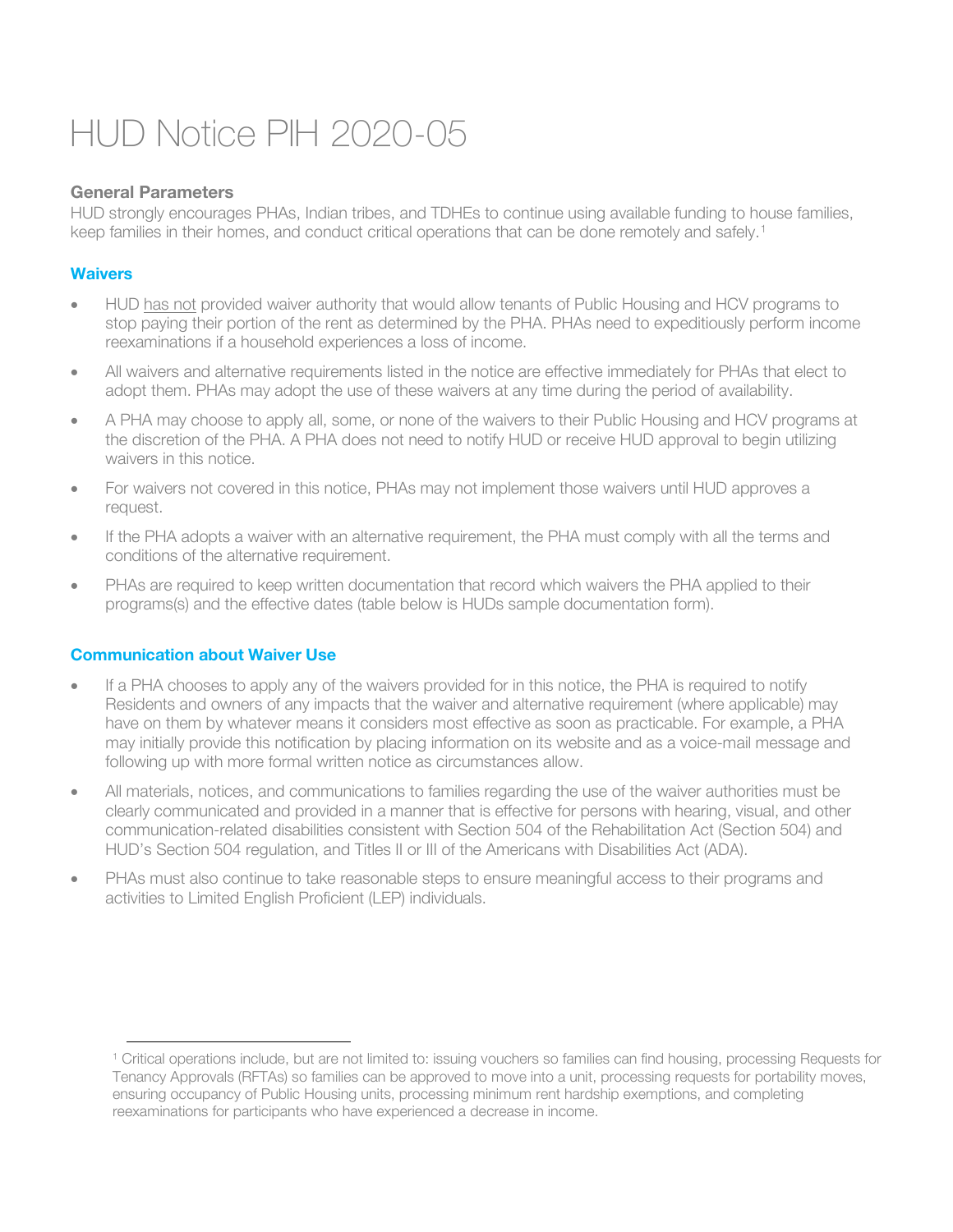# HUD Notice PIH 2020-05

### General Parameters

HUD strongly encourages PHAs, Indian tribes, and TDHEs to continue using available funding to house families, keep families in their homes, and conduct critical operations that can be done remotely and safely.[1]

### Waivers

- HUD has not provided waiver authority that would allow tenants of Public Housing and HCV programs to stop paying their portion of the rent as determined by the PHA. PHAs need to expeditiously perform income reexaminations if a household experiences a loss of income.
- All waivers and alternative requirements listed in the notice are effective immediately for PHAs that elect to adopt them. PHAs may adopt the use of these waivers at any time during the period of availability.
- A PHA may choose to apply all, some, or none of the waivers to their Public Housing and HCV programs at the discretion of the PHA. A PHA does not need to notify HUD or receive HUD approval to begin utilizing waivers in this notice.
- For waivers not covered in this notice, PHAs may not implement those waivers until HUD approves a request.
- If the PHA adopts a waiver with an alternative requirement, the PHA must comply with all the terms and conditions of the alternative requirement.
- PHAs are required to keep written documentation that record which waivers the PHA applied to their programs(s) and the effective dates (table below is HUDs sample documentation form).

### Communication about Waiver Use

- If a PHA chooses to apply any of the waivers provided for in this notice, the PHA is required to notify Residents and owners of any impacts that the waiver and alternative requirement (where applicable) may have on them by whatever means it considers most effective as soon as practicable. For example, a PHA may initially provide this notification by placing information on its website and as a voice-mail message and following up with more formal written notice as circumstances allow.
- All materials, notices, and communications to families regarding the use of the waiver authorities must be clearly communicated and provided in a manner that is effective for persons with hearing, visual, and other communication-related disabilities consistent with Section 504 of the Rehabilitation Act (Section 504) and HUD's Section 504 regulation, and Titles II or III of the Americans with Disabilities Act (ADA).
- PHAs must also continue to take reasonable steps to ensure meaningful access to their programs and activities to Limited English Proficient (LEP) individuals.

[1] Critical operations include, but are not limited to: issuing vouchers so families can find housing, processing Requests for Tenancy Approvals (RFTAs) so families can be approved to move into a unit, processing requests for portability moves, ensuring occupancy of Public Housing units, processing minimum rent hardship exemptions, and completing reexaminations for participants who have experienced a decrease in income.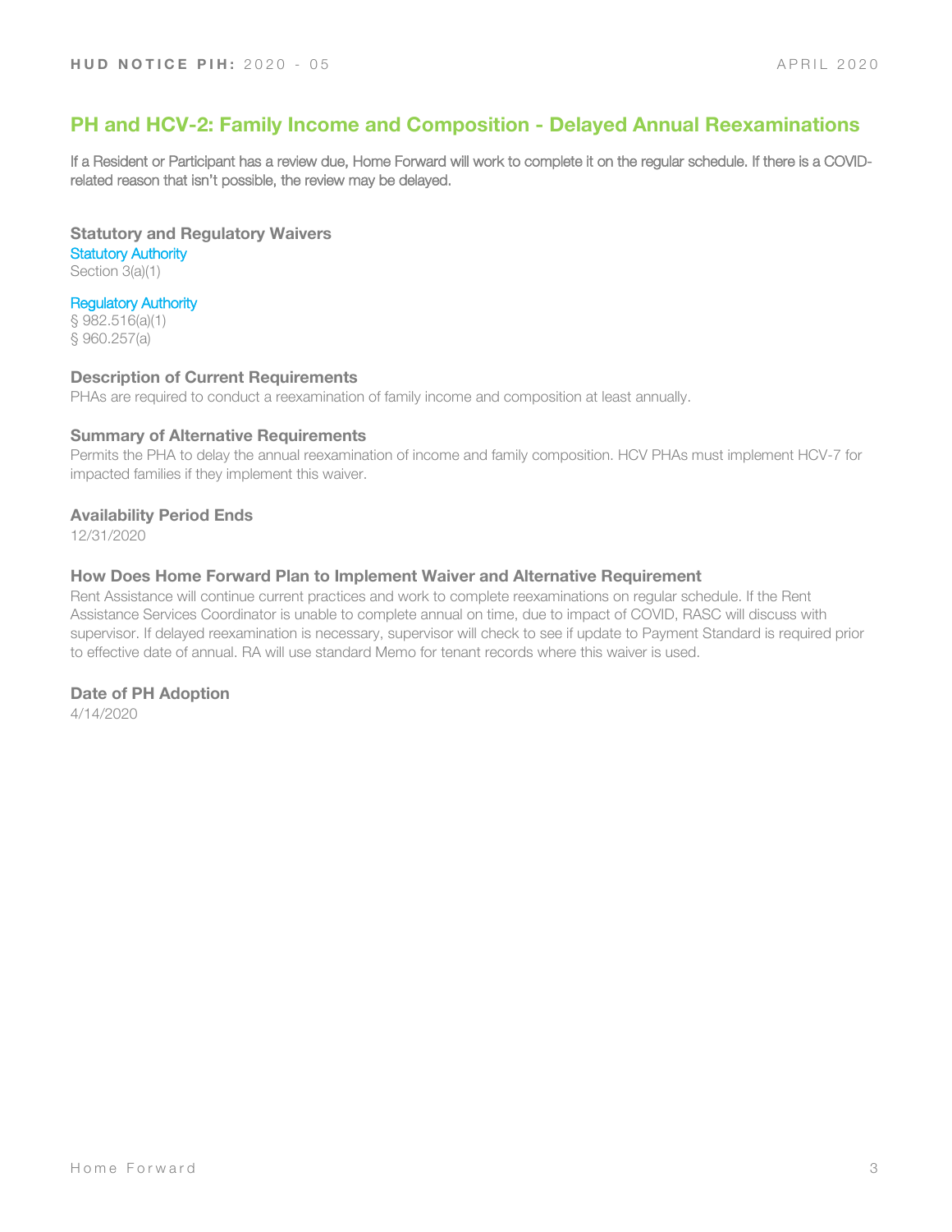## PH and HCV-2: Family Income and Composition - Delayed Annual Reexaminations

If a Resident or Participant has a review due, Home Forward will work to complete it on the regular schedule. If there is a COVID-related reason that isn't possible, the review may be delayed.

### Statutory and Regulatory Waivers

**Statutory Authority**

Section 3(a)(1)

**Regulatory Authority**

§ 982.516(a)(1)
§ 960.257(a)

### Description of Current Requirements

PHAs are required to conduct a reexamination of family income and composition at least annually.

### Summary of Alternative Requirements

Permits the PHA to delay the annual reexamination of income and family composition. HCV PHAs must implement HCV-7 for impacted families if they implement this waiver.

### Availability Period Ends

12/31/2020

### How Does Home Forward Plan to Implement Waiver and Alternative Requirement

Rent Assistance will continue current practices and work to complete reexaminations on regular schedule. If the Rent Assistance Services Coordinator is unable to complete annual on time, due to impact of COVID, RASC will discuss with supervisor. If delayed reexamination is necessary, supervisor will check to see if update to Payment Standard is required prior to effective date of annual. RA will use standard Memo for tenant records where this waiver is used.

### Date of PH Adoption

4/14/2020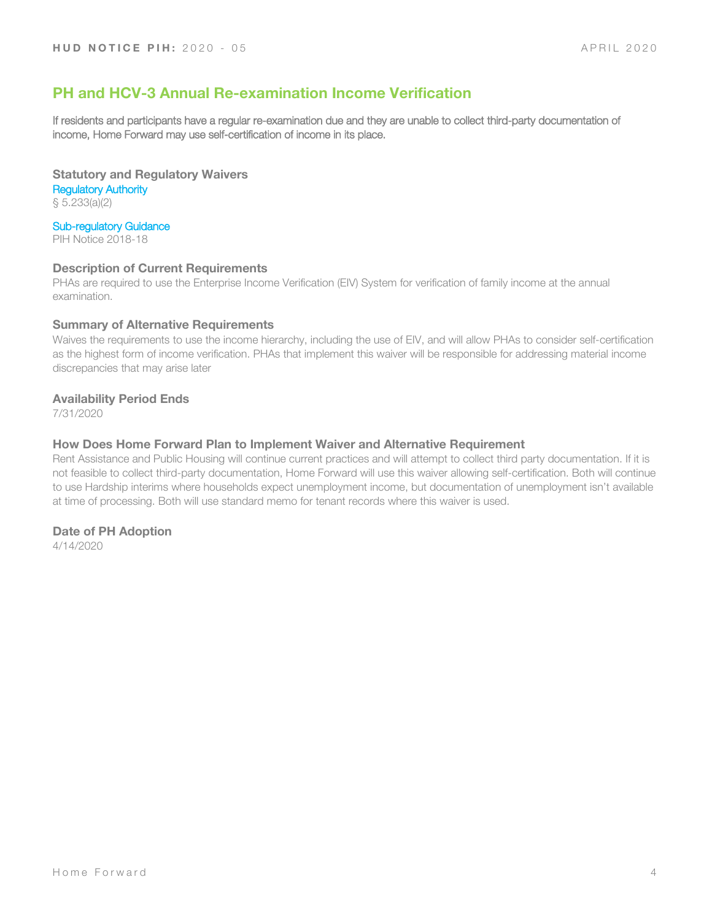## PH and HCV-3 Annual Re-examination Income Verification

If residents and participants have a regular re-examination due and they are unable to collect third-party documentation of income, Home Forward may use self-certification of income in its place.

### Statutory and Regulatory Waivers

Regulatory Authority
§ 5.233(a)(2)

Sub-regulatory Guidance
PIH Notice 2018-18

### Description of Current Requirements

PHAs are required to use the Enterprise Income Verification (EIV) System for verification of family income at the annual examination.

### Summary of Alternative Requirements

Waives the requirements to use the income hierarchy, including the use of EIV, and will allow PHAs to consider self-certification as the highest form of income verification. PHAs that implement this waiver will be responsible for addressing material income discrepancies that may arise later

### Availability Period Ends

7/31/2020

### How Does Home Forward Plan to Implement Waiver and Alternative Requirement

Rent Assistance and Public Housing will continue current practices and will attempt to collect third party documentation. If it is not feasible to collect third-party documentation, Home Forward will use this waiver allowing self-certification. Both will continue to use Hardship interims where households expect unemployment income, but documentation of unemployment isn't available at time of processing. Both will use standard memo for tenant records where this waiver is used.

### Date of PH Adoption

4/14/2020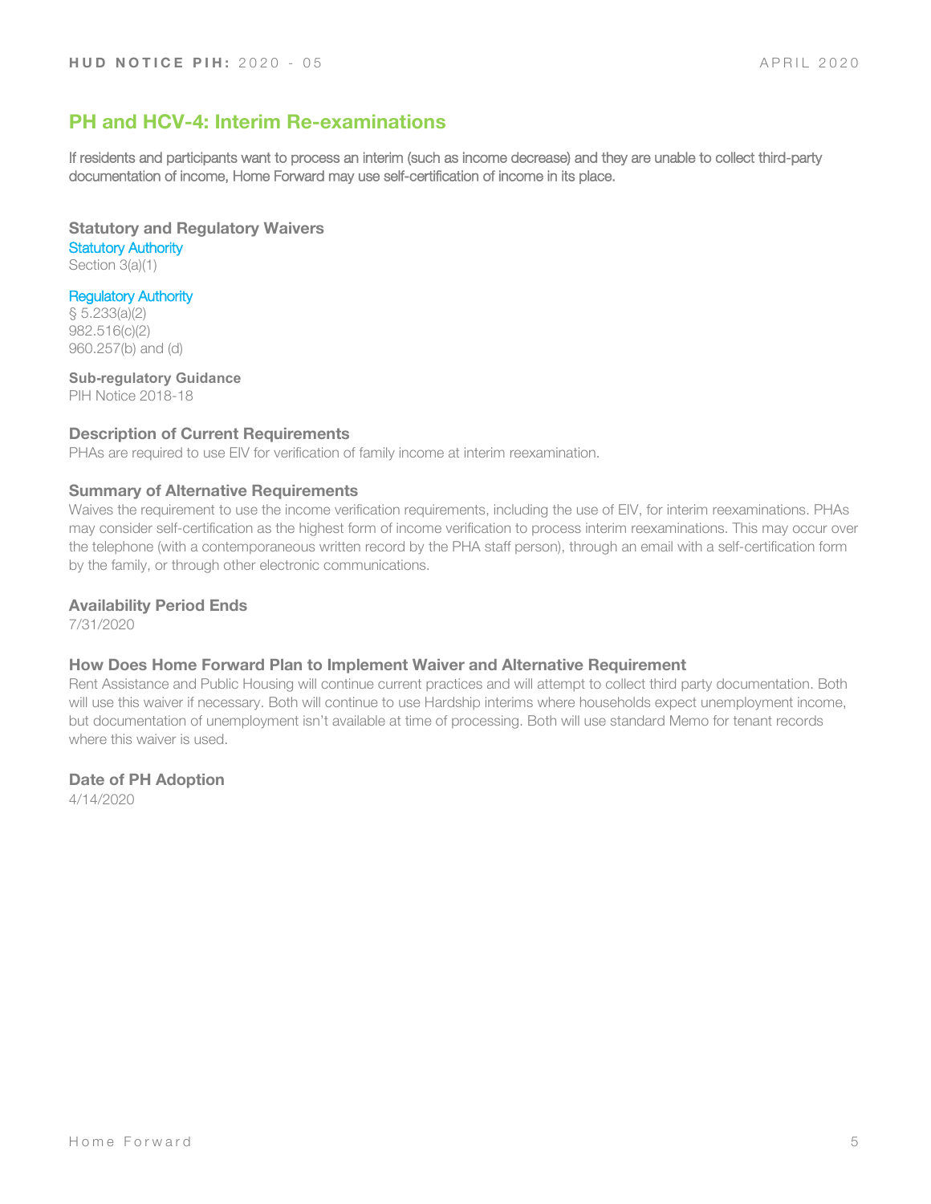## PH and HCV-4: Interim Re-examinations

If residents and participants want to process an interim (such as income decrease) and they are unable to collect third-party documentation of income, Home Forward may use self-certification of income in its place.

### Statutory and Regulatory Waivers

**Statutory Authority**
Section 3(a)(1)

**Regulatory Authority**
§ 5.233(a)(2)
982.516(c)(2)
960.257(b) and (d)

**Sub-regulatory Guidance**
PIH Notice 2018-18

### Description of Current Requirements

PHAs are required to use EIV for verification of family income at interim reexamination.

### Summary of Alternative Requirements

Waives the requirement to use the income verification requirements, including the use of EIV, for interim reexaminations. PHAs may consider self-certification as the highest form of income verification to process interim reexaminations. This may occur over the telephone (with a contemporaneous written record by the PHA staff person), through an email with a self-certification form by the family, or through other electronic communications.

### Availability Period Ends

7/31/2020

### How Does Home Forward Plan to Implement Waiver and Alternative Requirement

Rent Assistance and Public Housing will continue current practices and will attempt to collect third party documentation. Both will use this waiver if necessary. Both will continue to use Hardship interims where households expect unemployment income, but documentation of unemployment isn't available at time of processing. Both will use standard Memo for tenant records where this waiver is used.

### Date of PH Adoption

4/14/2020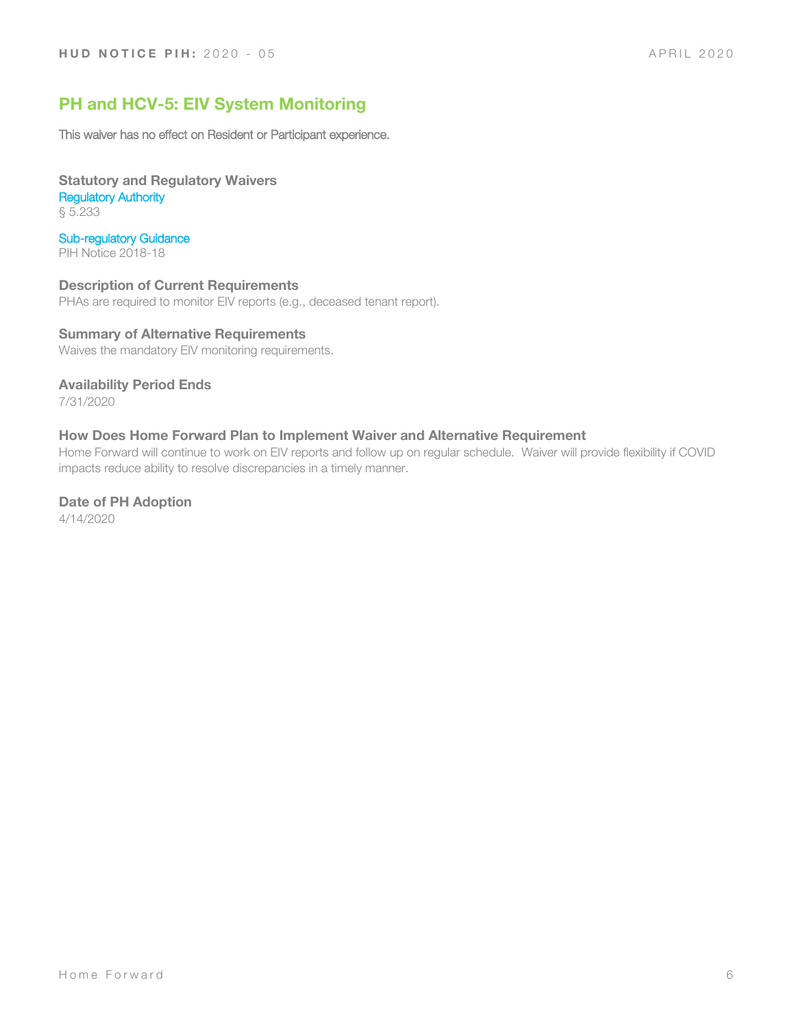## PH and HCV-5: EIV System Monitoring

This waiver has no effect on Resident or Participant experience.

### Statutory and Regulatory Waivers

Regulatory Authority
§ 5.233

Sub-regulatory Guidance
PIH Notice 2018-18

### Description of Current Requirements

PHAs are required to monitor EIV reports (e.g., deceased tenant report).

### Summary of Alternative Requirements

Waives the mandatory EIV monitoring requirements.

### Availability Period Ends

7/31/2020

### How Does Home Forward Plan to Implement Waiver and Alternative Requirement

Home Forward will continue to work on EIV reports and follow up on regular schedule. Waiver will provide flexibility if COVID impacts reduce ability to resolve discrepancies in a timely manner.

### Date of PH Adoption

4/14/2020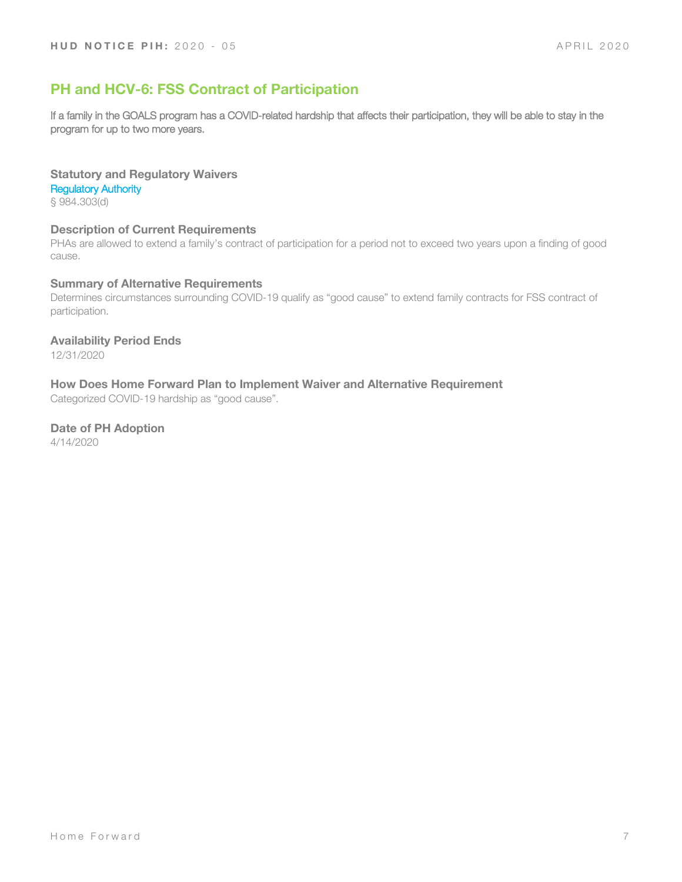## PH and HCV-6: FSS Contract of Participation

If a family in the GOALS program has a COVID-related hardship that affects their participation, they will be able to stay in the program for up to two more years.

### Statutory and Regulatory Waivers

Regulatory Authority

§ 984.303(d)

### Description of Current Requirements

PHAs are allowed to extend a family's contract of participation for a period not to exceed two years upon a finding of good cause.

### Summary of Alternative Requirements

Determines circumstances surrounding COVID-19 qualify as "good cause" to extend family contracts for FSS contract of participation.

### Availability Period Ends

12/31/2020

### How Does Home Forward Plan to Implement Waiver and Alternative Requirement

Categorized COVID-19 hardship as "good cause".

### Date of PH Adoption

4/14/2020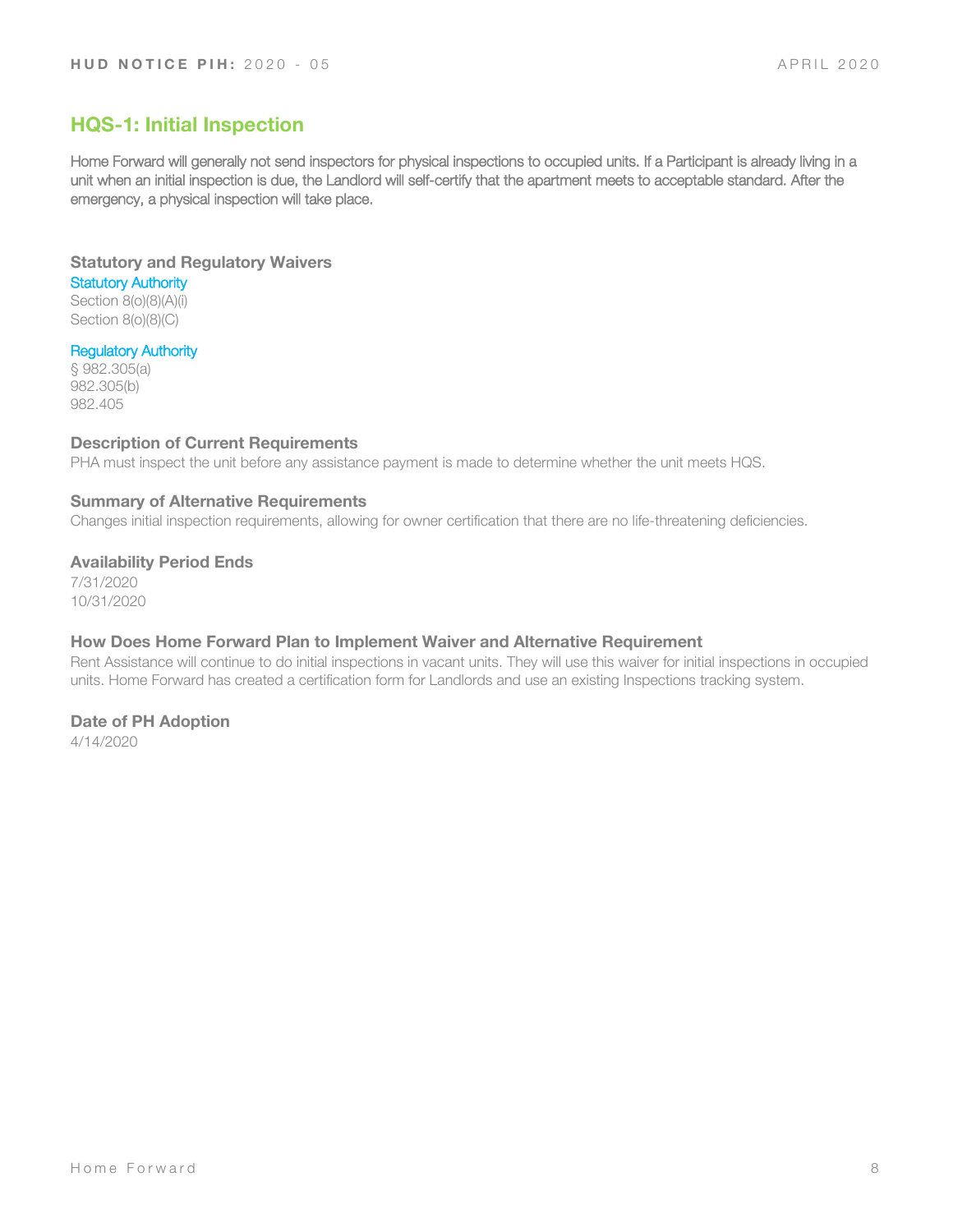## HQS-1: Initial Inspection

Home Forward will generally not send inspectors for physical inspections to occupied units. If a Participant is already living in a unit when an initial inspection is due, the Landlord will self-certify that the apartment meets to acceptable standard. After the emergency, a physical inspection will take place.

### Statutory and Regulatory Waivers

Statutory Authority
Section 8(o)(8)(A)(i)
Section 8(o)(8)(C)

Regulatory Authority
§ 982.305(a)
982.305(b)
982.405

### Description of Current Requirements

PHA must inspect the unit before any assistance payment is made to determine whether the unit meets HQS.

### Summary of Alternative Requirements

Changes initial inspection requirements, allowing for owner certification that there are no life-threatening deficiencies.

### Availability Period Ends

7/31/2020
10/31/2020

### How Does Home Forward Plan to Implement Waiver and Alternative Requirement

Rent Assistance will continue to do initial inspections in vacant units. They will use this waiver for initial inspections in occupied units. Home Forward has created a certification form for Landlords and use an existing Inspections tracking system.

### Date of PH Adoption

4/14/2020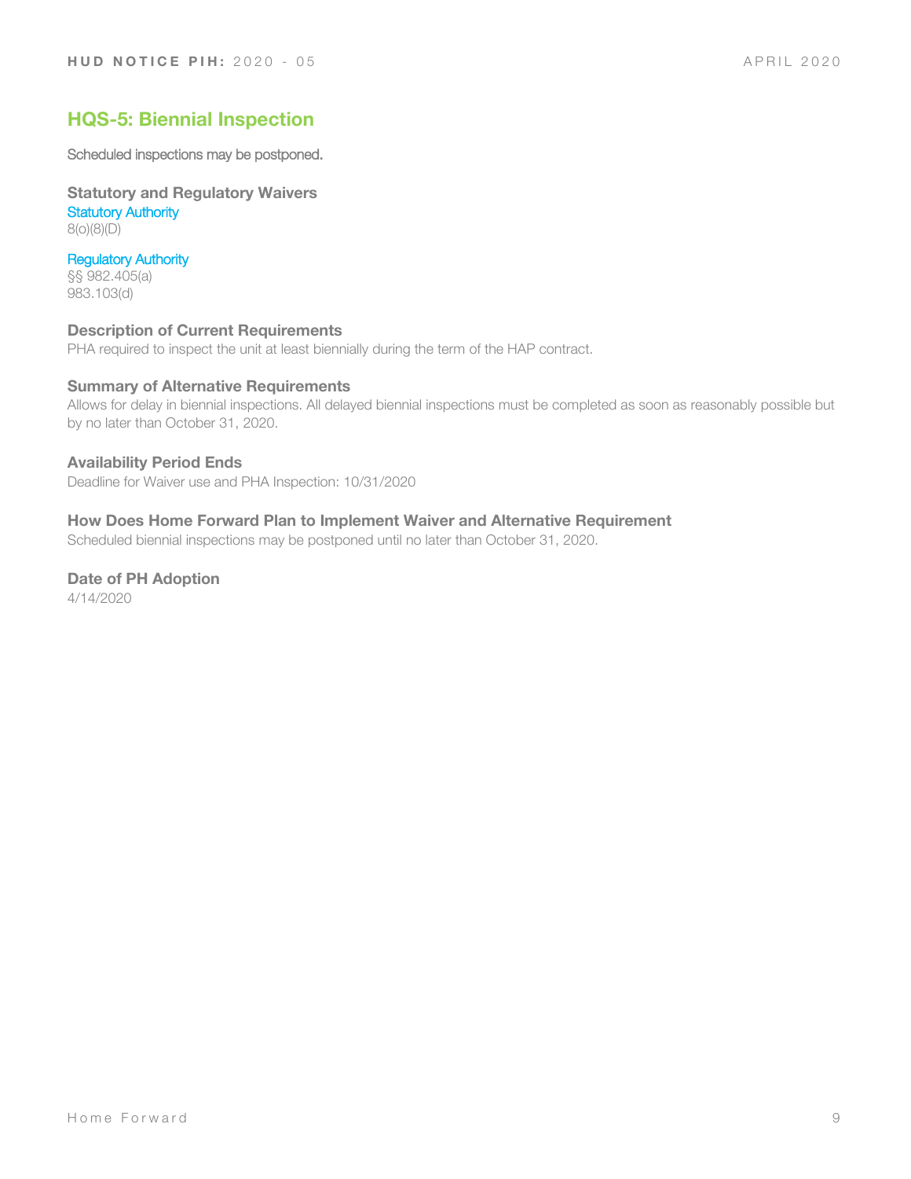## HQS-5: Biennial Inspection

Scheduled inspections may be postponed.

### Statutory and Regulatory Waivers

Statutory Authority
8(o)(8)(D)

Regulatory Authority
§§ 982.405(a)
983.103(d)

### Description of Current Requirements

PHA required to inspect the unit at least biennially during the term of the HAP contract.

### Summary of Alternative Requirements

Allows for delay in biennial inspections. All delayed biennial inspections must be completed as soon as reasonably possible but by no later than October 31, 2020.

### Availability Period Ends

Deadline for Waiver use and PHA Inspection: 10/31/2020

### How Does Home Forward Plan to Implement Waiver and Alternative Requirement

Scheduled biennial inspections may be postponed until no later than October 31, 2020.

### Date of PH Adoption

4/14/2020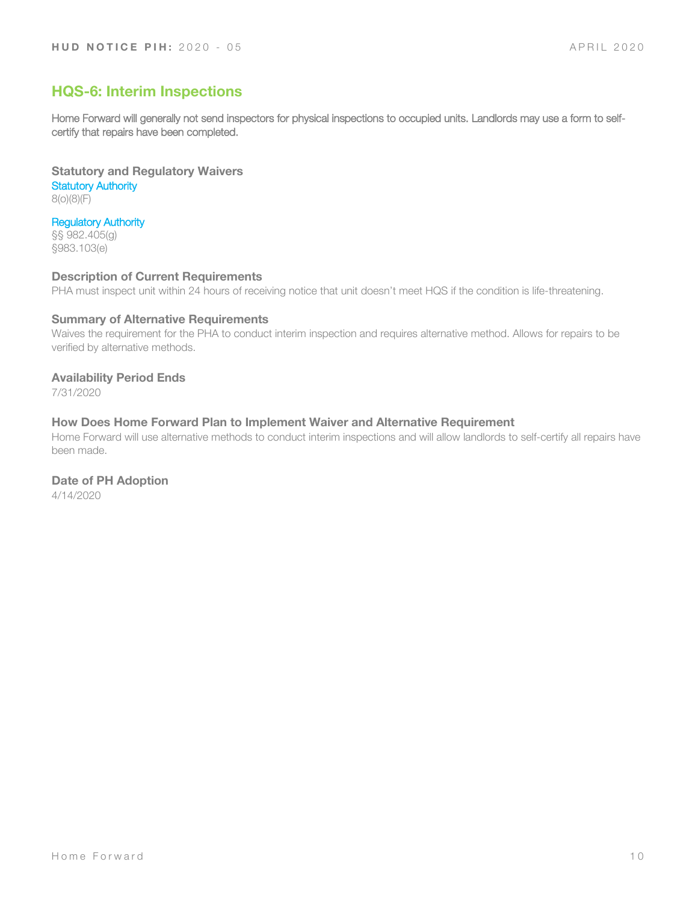## HQS-6: Interim Inspections

Home Forward will generally not send inspectors for physical inspections to occupied units. Landlords may use a form to self-certify that repairs have been completed.

### Statutory and Regulatory Waivers

**Statutory Authority**

8(o)(8)(F)

**Regulatory Authority**

§§ 982.405(g)
§983.103(e)

### Description of Current Requirements

PHA must inspect unit within 24 hours of receiving notice that unit doesn't meet HQS if the condition is life-threatening.

### Summary of Alternative Requirements

Waives the requirement for the PHA to conduct interim inspection and requires alternative method. Allows for repairs to be verified by alternative methods.

### Availability Period Ends

7/31/2020

### How Does Home Forward Plan to Implement Waiver and Alternative Requirement

Home Forward will use alternative methods to conduct interim inspections and will allow landlords to self-certify all repairs have been made.

### Date of PH Adoption

4/14/2020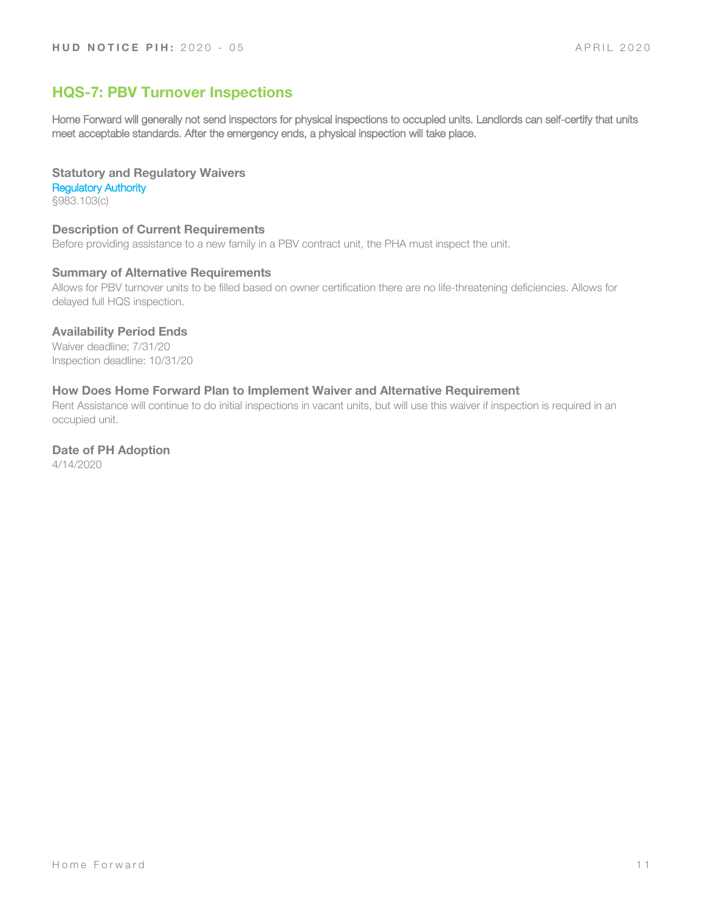## HQS-7: PBV Turnover Inspections

Home Forward will generally not send inspectors for physical inspections to occupied units. Landlords can self-certify that units meet acceptable standards. After the emergency ends, a physical inspection will take place.

### Statutory and Regulatory Waivers

Regulatory Authority

§983.103(c)

### Description of Current Requirements

Before providing assistance to a new family in a PBV contract unit, the PHA must inspect the unit.

### Summary of Alternative Requirements

Allows for PBV turnover units to be filled based on owner certification there are no life-threatening deficiencies. Allows for delayed full HQS inspection.

### Availability Period Ends

Waiver deadline; 7/31/20

Inspection deadline: 10/31/20

### How Does Home Forward Plan to Implement Waiver and Alternative Requirement

Rent Assistance will continue to do initial inspections in vacant units, but will use this waiver if inspection is required in an occupied unit.

### Date of PH Adoption

4/14/2020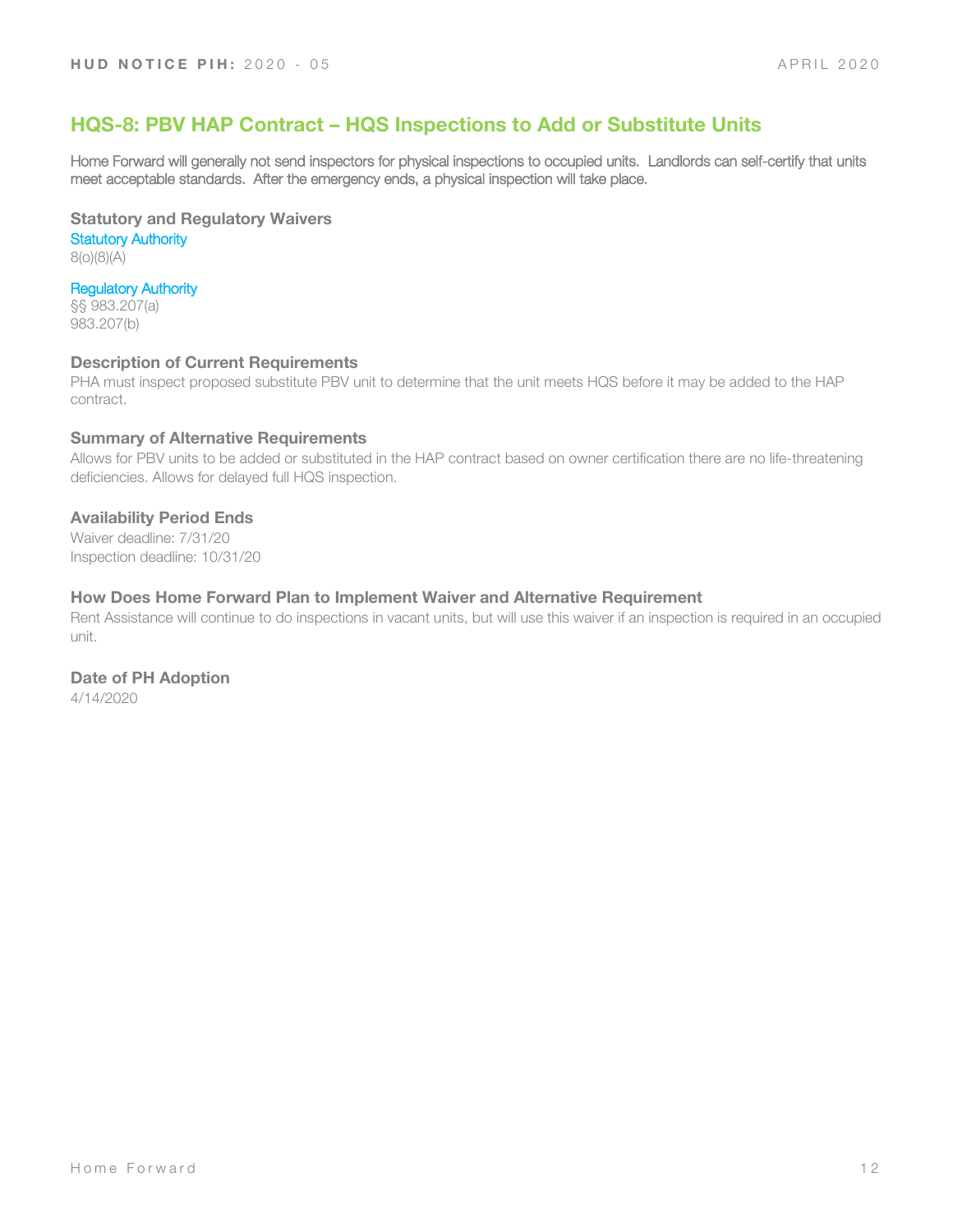## HQS-8: PBV HAP Contract – HQS Inspections to Add or Substitute Units

Home Forward will generally not send inspectors for physical inspections to occupied units. Landlords can self-certify that units meet acceptable standards. After the emergency ends, a physical inspection will take place.

### Statutory and Regulatory Waivers

Statutory Authority

8(o)(8)(A)

Regulatory Authority

§§ 983.207(a)
983.207(b)

### Description of Current Requirements

PHA must inspect proposed substitute PBV unit to determine that the unit meets HQS before it may be added to the HAP contract.

### Summary of Alternative Requirements

Allows for PBV units to be added or substituted in the HAP contract based on owner certification there are no life-threatening deficiencies. Allows for delayed full HQS inspection.

### Availability Period Ends

Waiver deadline: 7/31/20
Inspection deadline: 10/31/20

### How Does Home Forward Plan to Implement Waiver and Alternative Requirement

Rent Assistance will continue to do inspections in vacant units, but will use this waiver if an inspection is required in an occupied unit.

### Date of PH Adoption

4/14/2020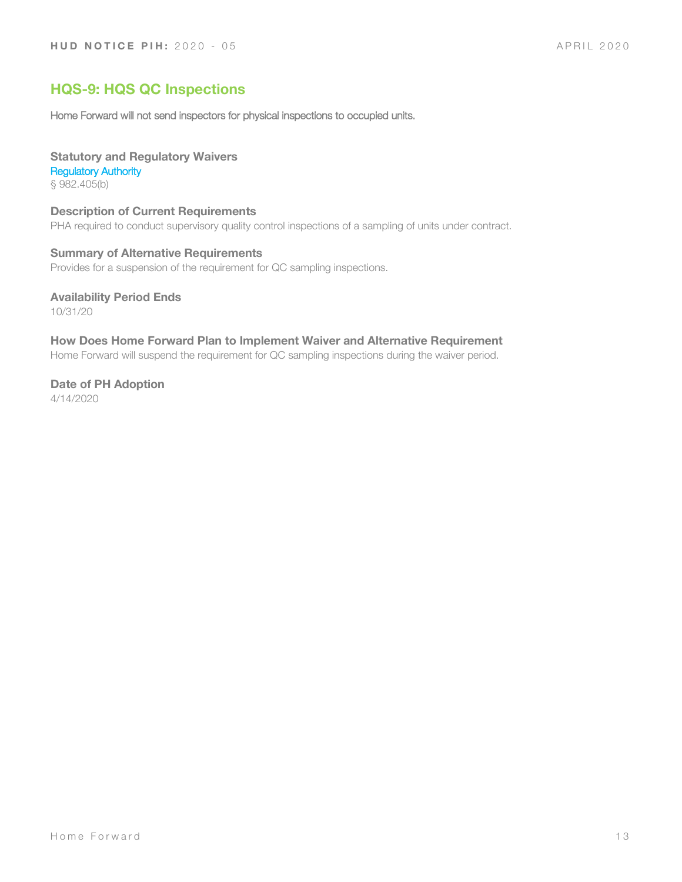## HQS-9: HQS QC Inspections

Home Forward will not send inspectors for physical inspections to occupied units.

**Statutory and Regulatory Waivers**

Regulatory Authority

§ 982.405(b)

**Description of Current Requirements**

PHA required to conduct supervisory quality control inspections of a sampling of units under contract.

**Summary of Alternative Requirements**

Provides for a suspension of the requirement for QC sampling inspections.

**Availability Period Ends**

10/31/20

**How Does Home Forward Plan to Implement Waiver and Alternative Requirement**

Home Forward will suspend the requirement for QC sampling inspections during the waiver period.

**Date of PH Adoption**

4/14/2020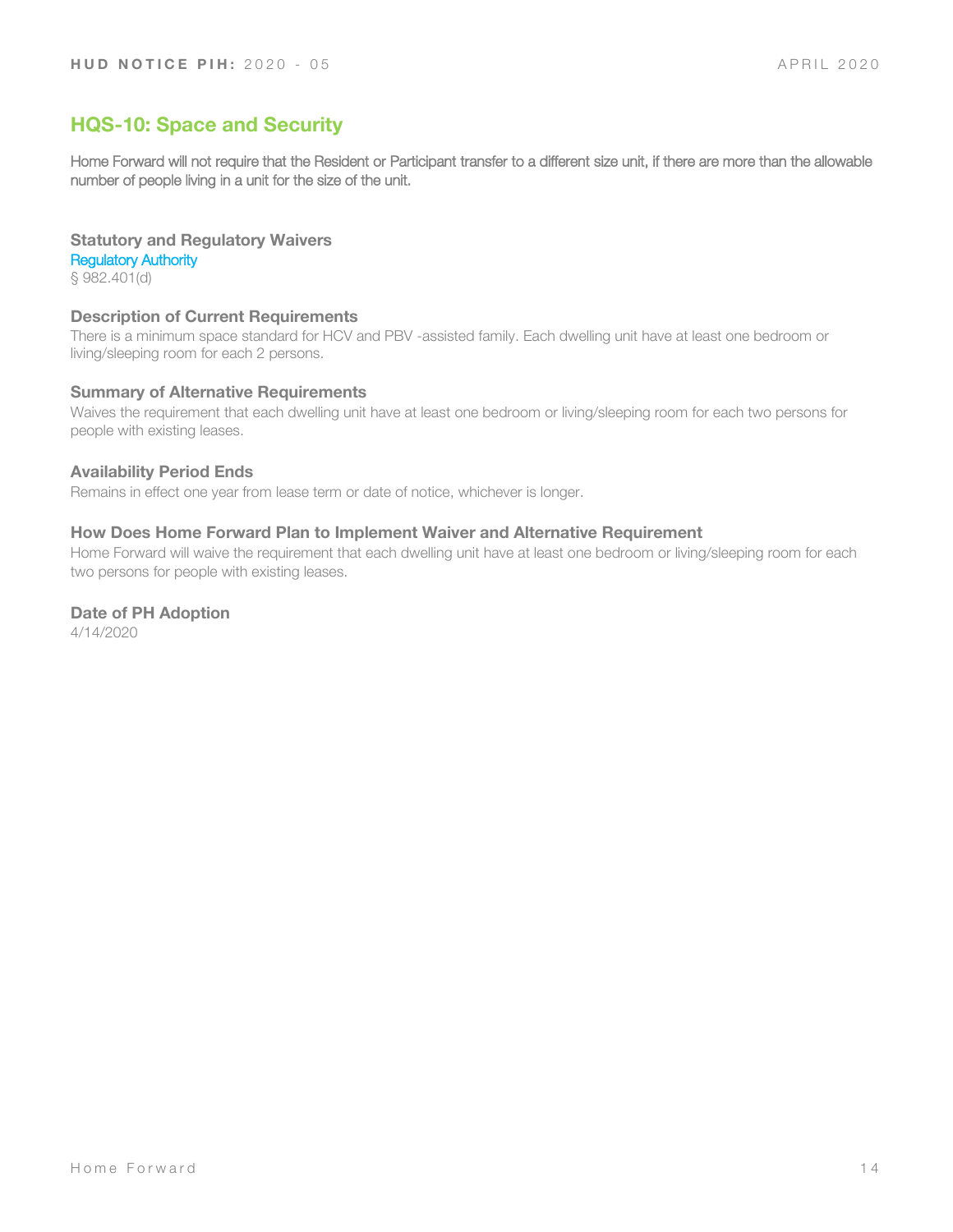## HQS-10: Space and Security

Home Forward will not require that the Resident or Participant transfer to a different size unit, if there are more than the allowable number of people living in a unit for the size of the unit.

### Statutory and Regulatory Waivers

Regulatory Authority
§ 982.401(d)

### Description of Current Requirements

There is a minimum space standard for HCV and PBV -assisted family. Each dwelling unit have at least one bedroom or living/sleeping room for each 2 persons.

### Summary of Alternative Requirements

Waives the requirement that each dwelling unit have at least one bedroom or living/sleeping room for each two persons for people with existing leases.

### Availability Period Ends

Remains in effect one year from lease term or date of notice, whichever is longer.

### How Does Home Forward Plan to Implement Waiver and Alternative Requirement

Home Forward will waive the requirement that each dwelling unit have at least one bedroom or living/sleeping room for each two persons for people with existing leases.

### Date of PH Adoption

4/14/2020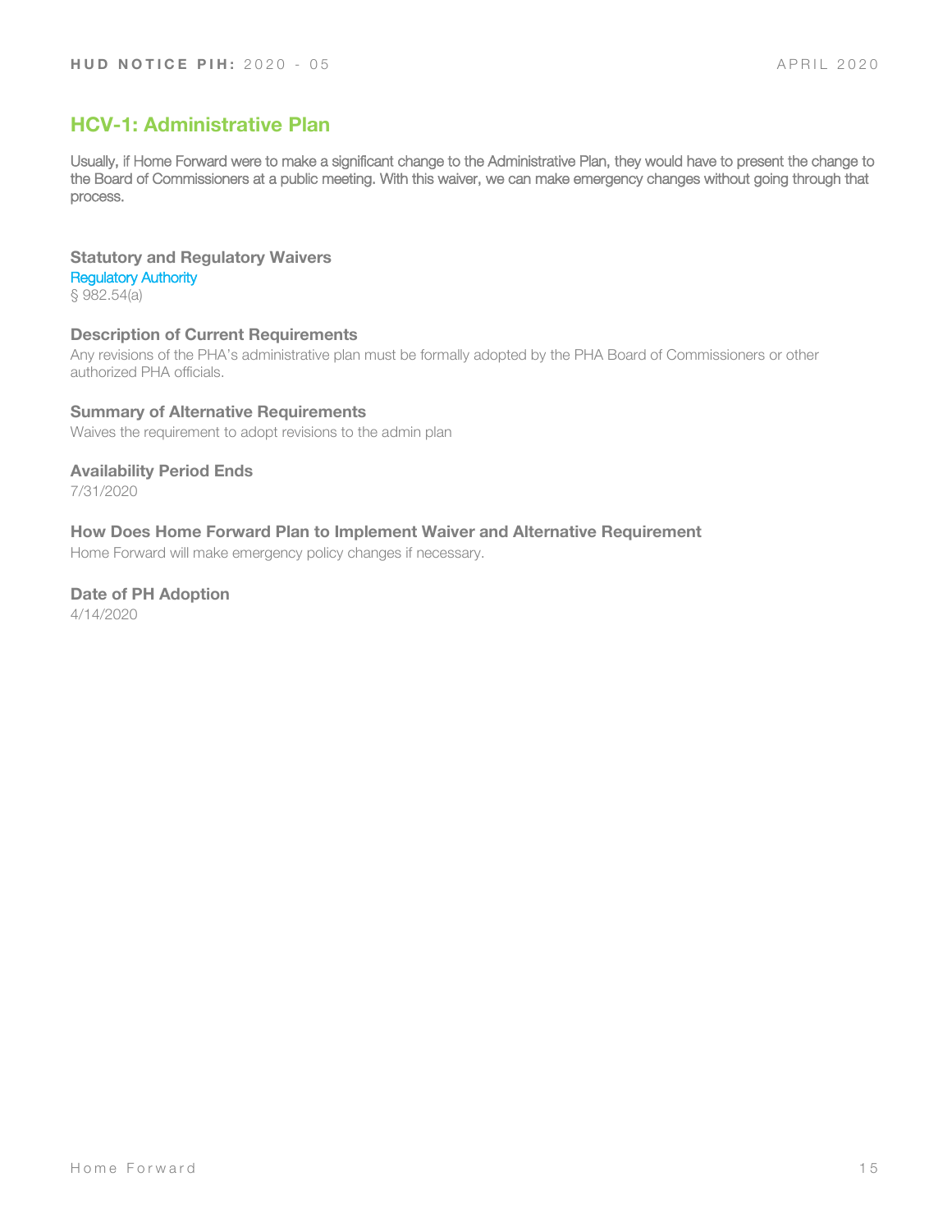## HCV-1: Administrative Plan

Usually, if Home Forward were to make a significant change to the Administrative Plan, they would have to present the change to the Board of Commissioners at a public meeting. With this waiver, we can make emergency changes without going through that process.

### Statutory and Regulatory Waivers

Regulatory Authority

§ 982.54(a)

### Description of Current Requirements

Any revisions of the PHA's administrative plan must be formally adopted by the PHA Board of Commissioners or other authorized PHA officials.

### Summary of Alternative Requirements

Waives the requirement to adopt revisions to the admin plan

### Availability Period Ends

7/31/2020

### How Does Home Forward Plan to Implement Waiver and Alternative Requirement

Home Forward will make emergency policy changes if necessary.

### Date of PH Adoption

4/14/2020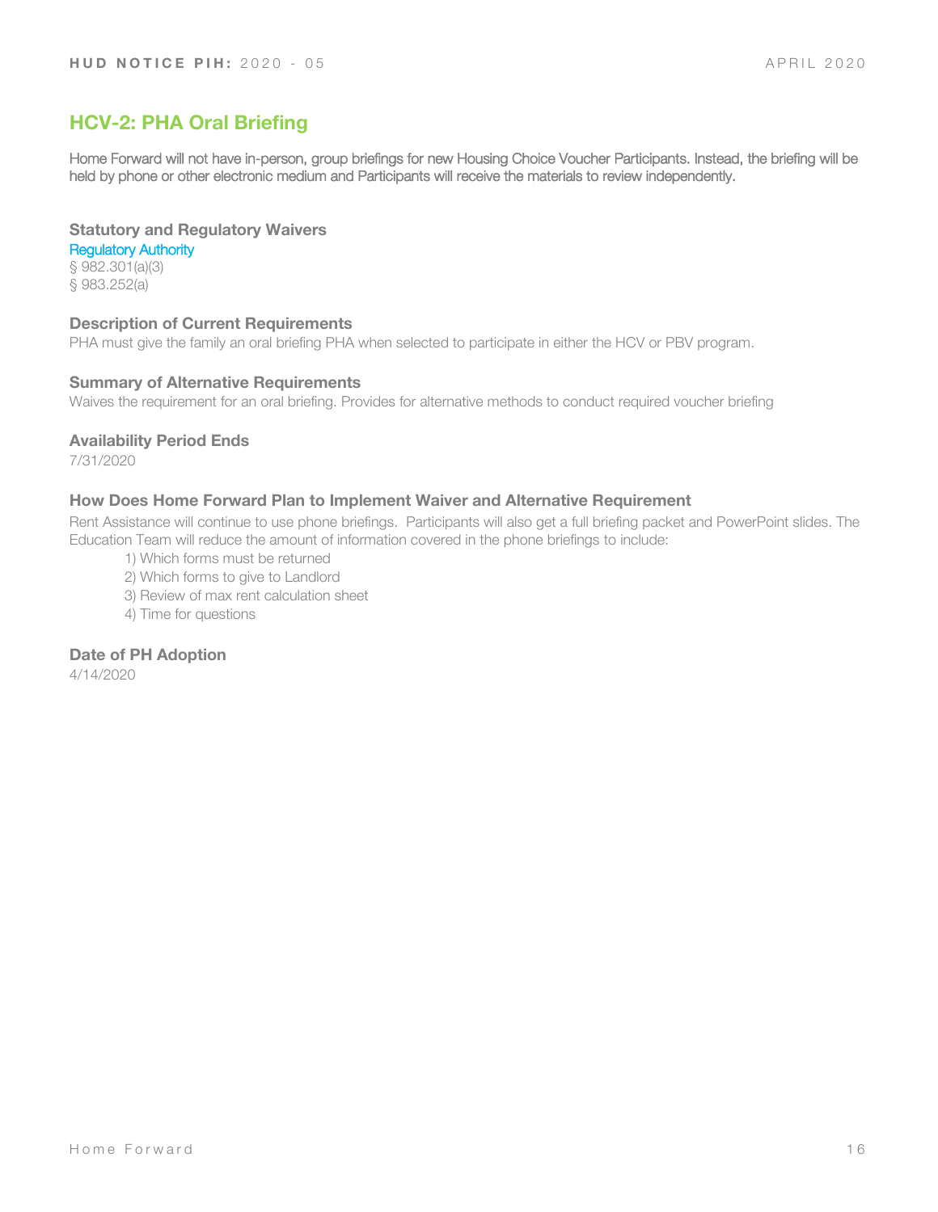## HCV-2: PHA Oral Briefing

Home Forward will not have in-person, group briefings for new Housing Choice Voucher Participants. Instead, the briefing will be held by phone or other electronic medium and Participants will receive the materials to review independently.

### Statutory and Regulatory Waivers

Regulatory Authority

§ 982.301(a)(3)
§ 983.252(a)

### Description of Current Requirements

PHA must give the family an oral briefing PHA when selected to participate in either the HCV or PBV program.

### Summary of Alternative Requirements

Waives the requirement for an oral briefing. Provides for alternative methods to conduct required voucher briefing

### Availability Period Ends

7/31/2020

### How Does Home Forward Plan to Implement Waiver and Alternative Requirement

Rent Assistance will continue to use phone briefings. Participants will also get a full briefing packet and PowerPoint slides. The Education Team will reduce the amount of information covered in the phone briefings to include:

1) Which forms must be returned
2) Which forms to give to Landlord
3) Review of max rent calculation sheet
4) Time for questions

### Date of PH Adoption

4/14/2020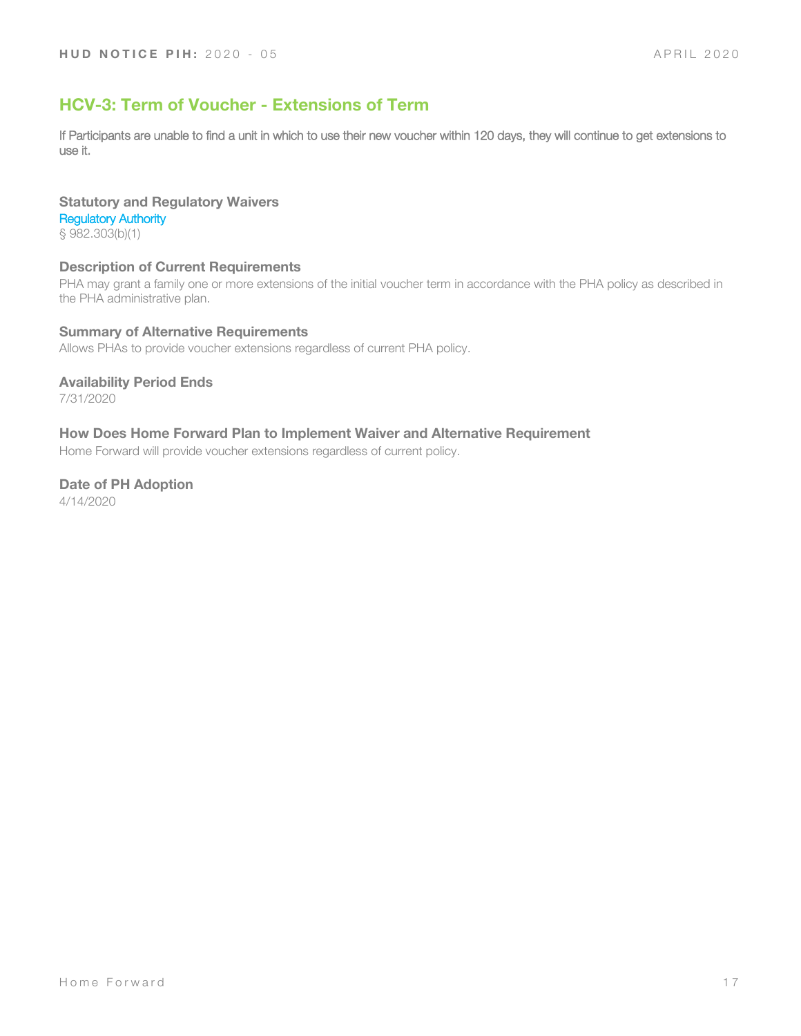## HCV-3: Term of Voucher - Extensions of Term

If Participants are unable to find a unit in which to use their new voucher within 120 days, they will continue to get extensions to use it.

**Statutory and Regulatory Waivers**

Regulatory Authority

§ 982.303(b)(1)

**Description of Current Requirements**

PHA may grant a family one or more extensions of the initial voucher term in accordance with the PHA policy as described in the PHA administrative plan.

**Summary of Alternative Requirements**

Allows PHAs to provide voucher extensions regardless of current PHA policy.

**Availability Period Ends**

7/31/2020

**How Does Home Forward Plan to Implement Waiver and Alternative Requirement**

Home Forward will provide voucher extensions regardless of current policy.

**Date of PH Adoption**

4/14/2020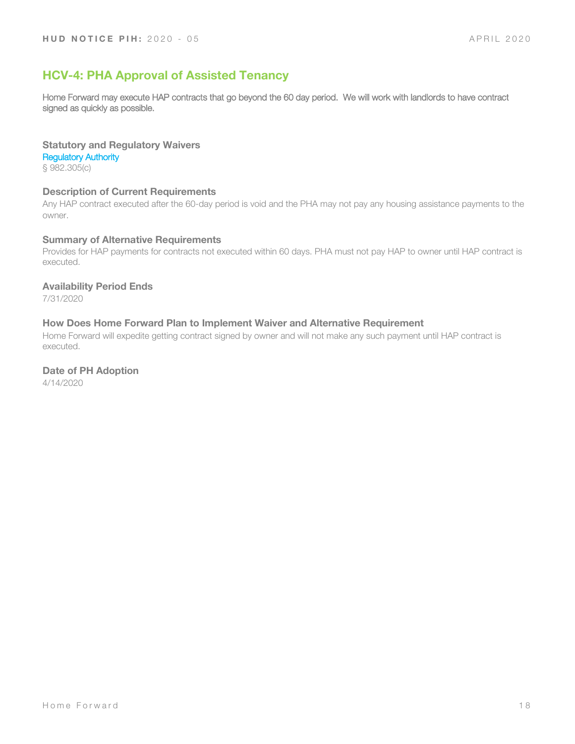## HCV-4: PHA Approval of Assisted Tenancy

Home Forward may execute HAP contracts that go beyond the 60 day period.  We will work with landlords to have contract signed as quickly as possible.

### Statutory and Regulatory Waivers

Regulatory Authority

§ 982.305(c)

### Description of Current Requirements

Any HAP contract executed after the 60-day period is void and the PHA may not pay any housing assistance payments to the owner.

### Summary of Alternative Requirements

Provides for HAP payments for contracts not executed within 60 days. PHA must not pay HAP to owner until HAP contract is executed.

### Availability Period Ends

7/31/2020

### How Does Home Forward Plan to Implement Waiver and Alternative Requirement

Home Forward will expedite getting contract signed by owner and will not make any such payment until HAP contract is executed.

### Date of PH Adoption

4/14/2020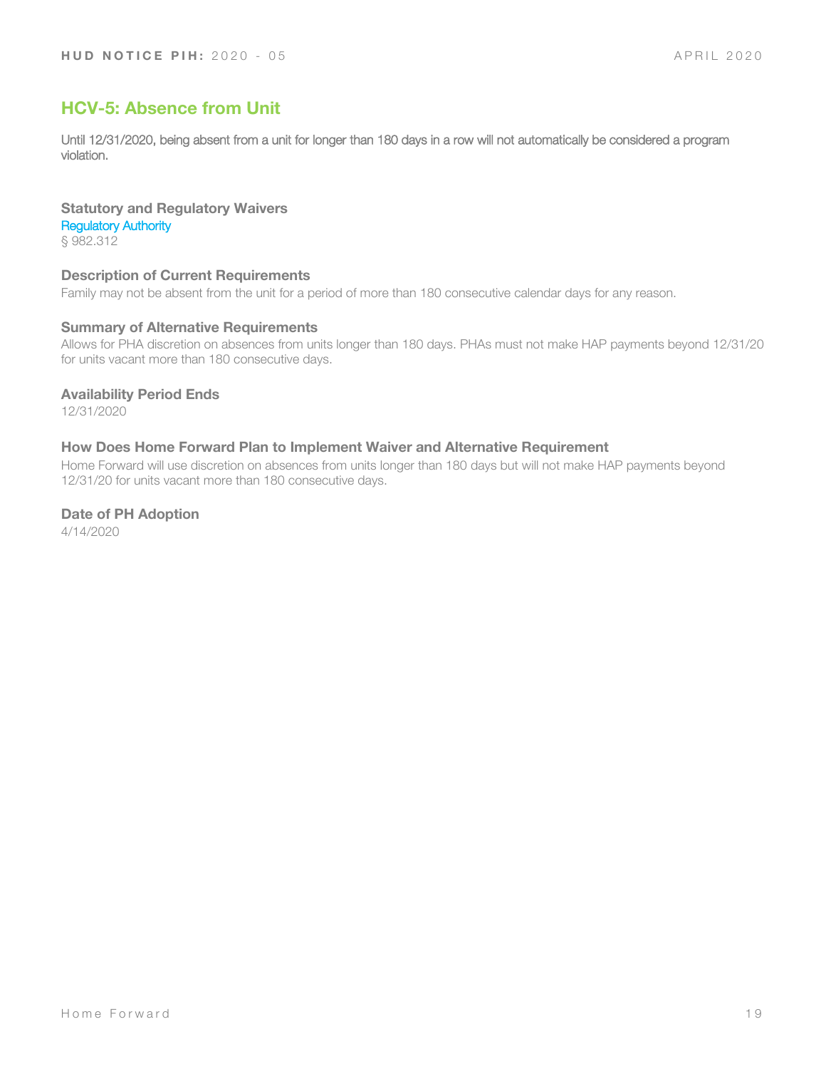## HCV-5: Absence from Unit

Until 12/31/2020, being absent from a unit for longer than 180 days in a row will not automatically be considered a program violation.

### Statutory and Regulatory Waivers

Regulatory Authority

§ 982.312

### Description of Current Requirements

Family may not be absent from the unit for a period of more than 180 consecutive calendar days for any reason.

### Summary of Alternative Requirements

Allows for PHA discretion on absences from units longer than 180 days. PHAs must not make HAP payments beyond 12/31/20 for units vacant more than 180 consecutive days.

### Availability Period Ends

12/31/2020

### How Does Home Forward Plan to Implement Waiver and Alternative Requirement

Home Forward will use discretion on absences from units longer than 180 days but will not make HAP payments beyond 12/31/20 for units vacant more than 180 consecutive days.

### Date of PH Adoption

4/14/2020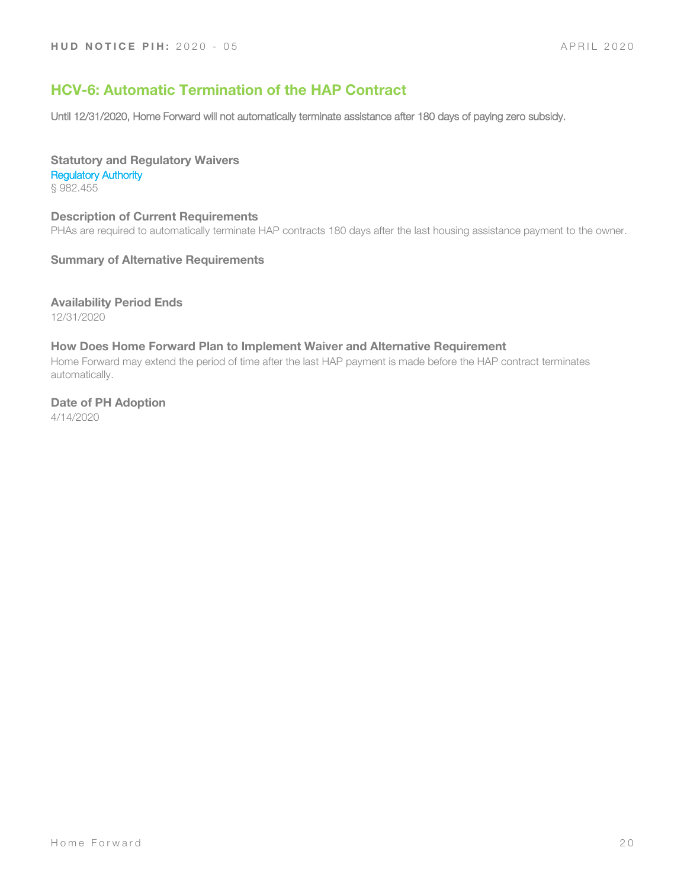## HCV-6: Automatic Termination of the HAP Contract

Until 12/31/2020, Home Forward will not automatically terminate assistance after 180 days of paying zero subsidy.

**Statutory and Regulatory Waivers**

Regulatory Authority

§ 982.455

**Description of Current Requirements**

PHAs are required to automatically terminate HAP contracts 180 days after the last housing assistance payment to the owner.

**Summary of Alternative Requirements**

**Availability Period Ends**

12/31/2020

**How Does Home Forward Plan to Implement Waiver and Alternative Requirement**

Home Forward may extend the period of time after the last HAP payment is made before the HAP contract terminates automatically.

**Date of PH Adoption**

4/14/2020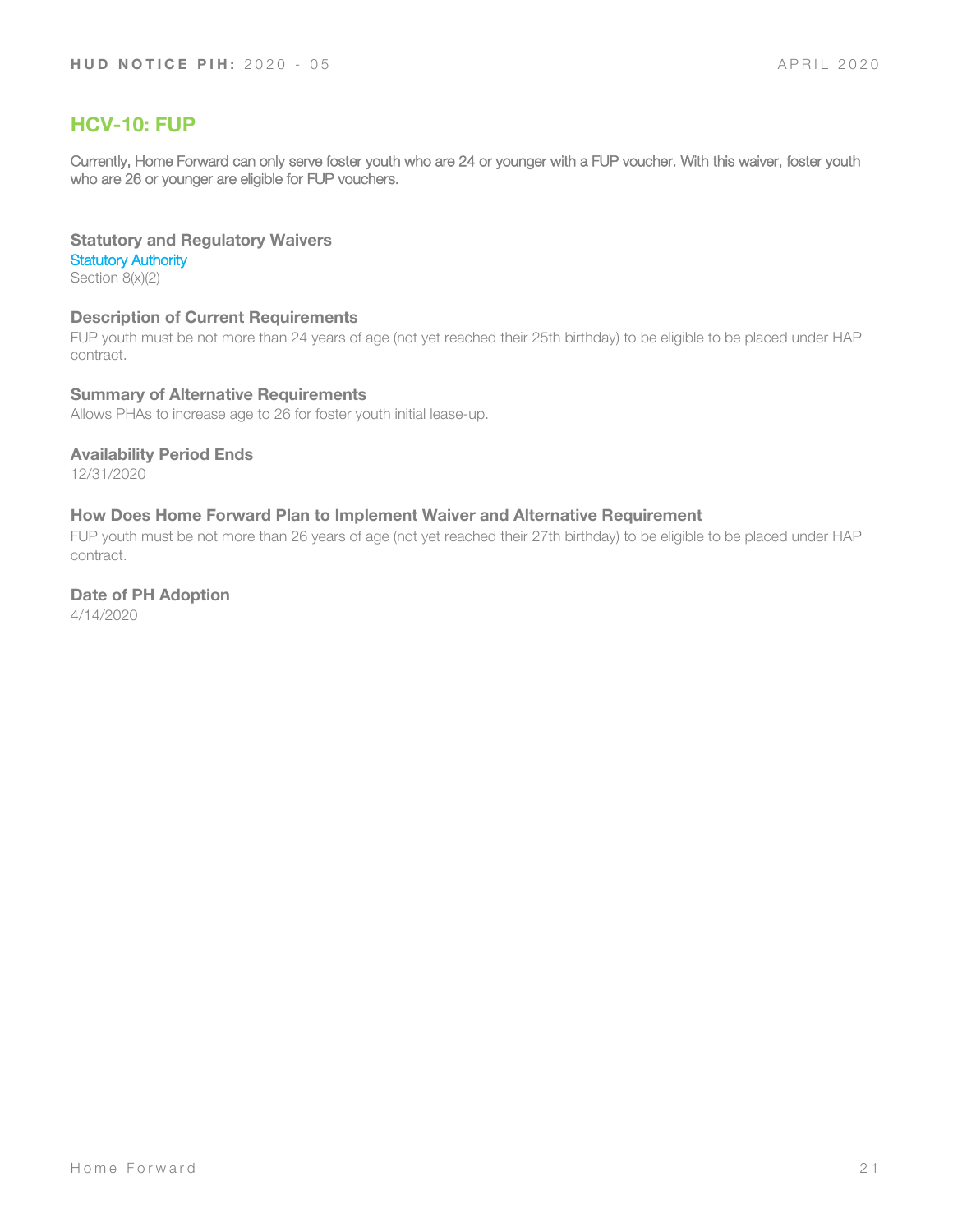## HCV-10: FUP

Currently, Home Forward can only serve foster youth who are 24 or younger with a FUP voucher. With this waiver, foster youth who are 26 or younger are eligible for FUP vouchers.

### Statutory and Regulatory Waivers

Statutory Authority

Section 8(x)(2)

### Description of Current Requirements

FUP youth must be not more than 24 years of age (not yet reached their 25th birthday) to be eligible to be placed under HAP contract.

### Summary of Alternative Requirements

Allows PHAs to increase age to 26 for foster youth initial lease-up.

### Availability Period Ends

12/31/2020

### How Does Home Forward Plan to Implement Waiver and Alternative Requirement

FUP youth must be not more than 26 years of age (not yet reached their 27th birthday) to be eligible to be placed under HAP contract.

### Date of PH Adoption

4/14/2020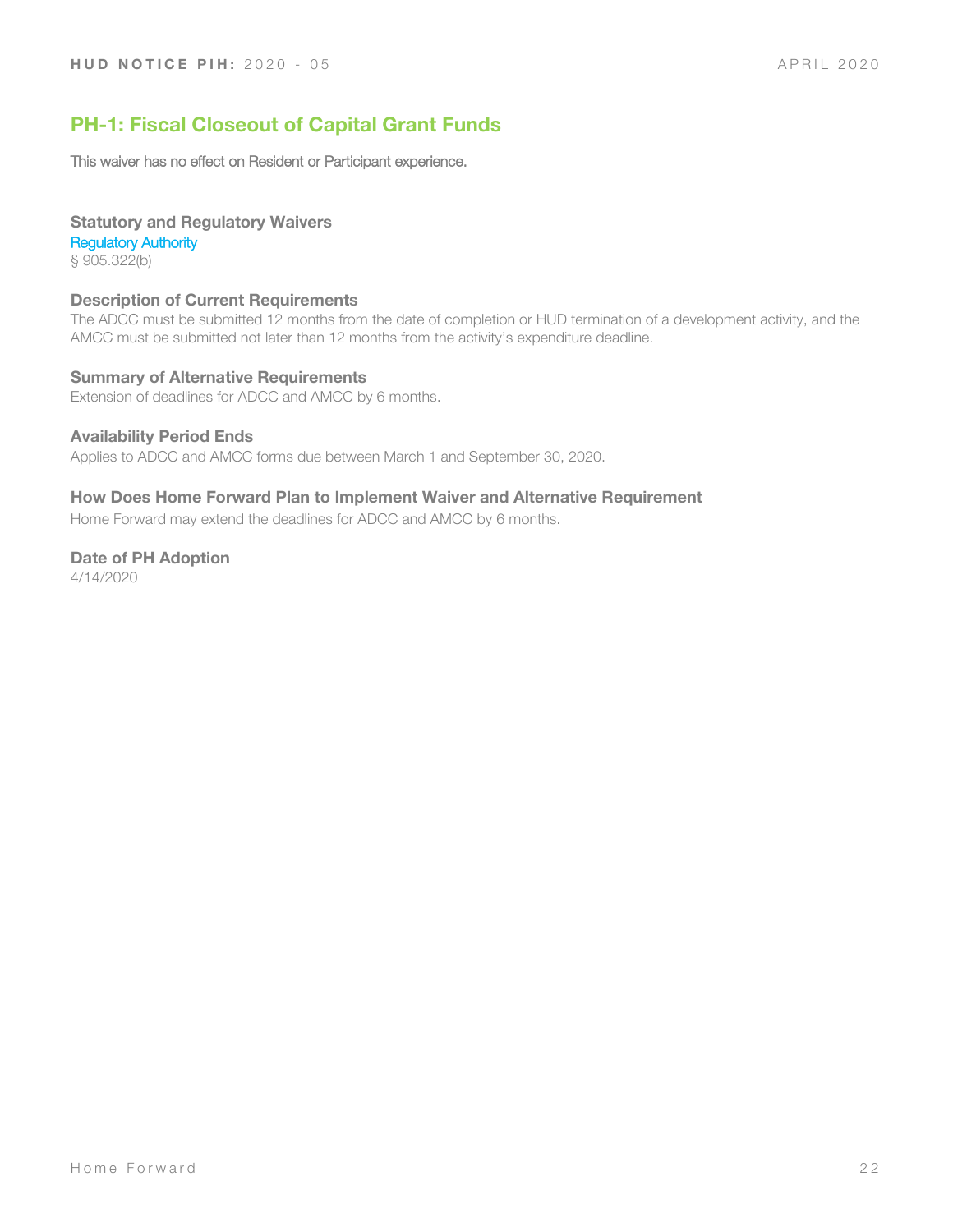## PH-1: Fiscal Closeout of Capital Grant Funds

This waiver has no effect on Resident or Participant experience.

### Statutory and Regulatory Waivers

Regulatory Authority

§ 905.322(b)

### Description of Current Requirements

The ADCC must be submitted 12 months from the date of completion or HUD termination of a development activity, and the AMCC must be submitted not later than 12 months from the activity's expenditure deadline.

### Summary of Alternative Requirements

Extension of deadlines for ADCC and AMCC by 6 months.

### Availability Period Ends

Applies to ADCC and AMCC forms due between March 1 and September 30, 2020.

### How Does Home Forward Plan to Implement Waiver and Alternative Requirement

Home Forward may extend the deadlines for ADCC and AMCC by 6 months.

### Date of PH Adoption

4/14/2020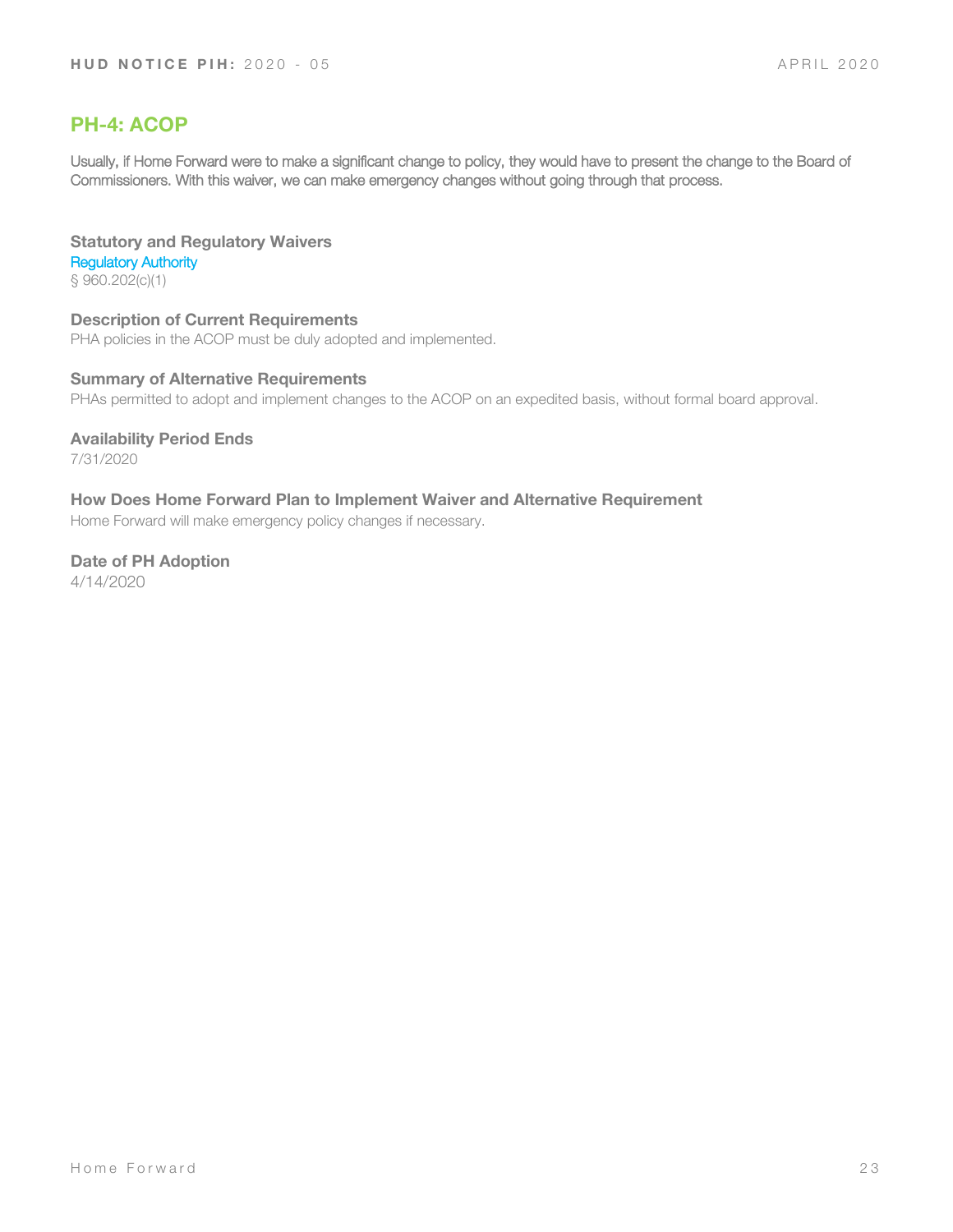## PH-4: ACOP

Usually, if Home Forward were to make a significant change to policy, they would have to present the change to the Board of Commissioners. With this waiver, we can make emergency changes without going through that process.

**Statutory and Regulatory Waivers**

Regulatory Authority

§ 960.202(c)(1)

**Description of Current Requirements**

PHA policies in the ACOP must be duly adopted and implemented.

**Summary of Alternative Requirements**

PHAs permitted to adopt and implement changes to the ACOP on an expedited basis, without formal board approval.

**Availability Period Ends**

7/31/2020

**How Does Home Forward Plan to Implement Waiver and Alternative Requirement**

Home Forward will make emergency policy changes if necessary.

**Date of PH Adoption**

4/14/2020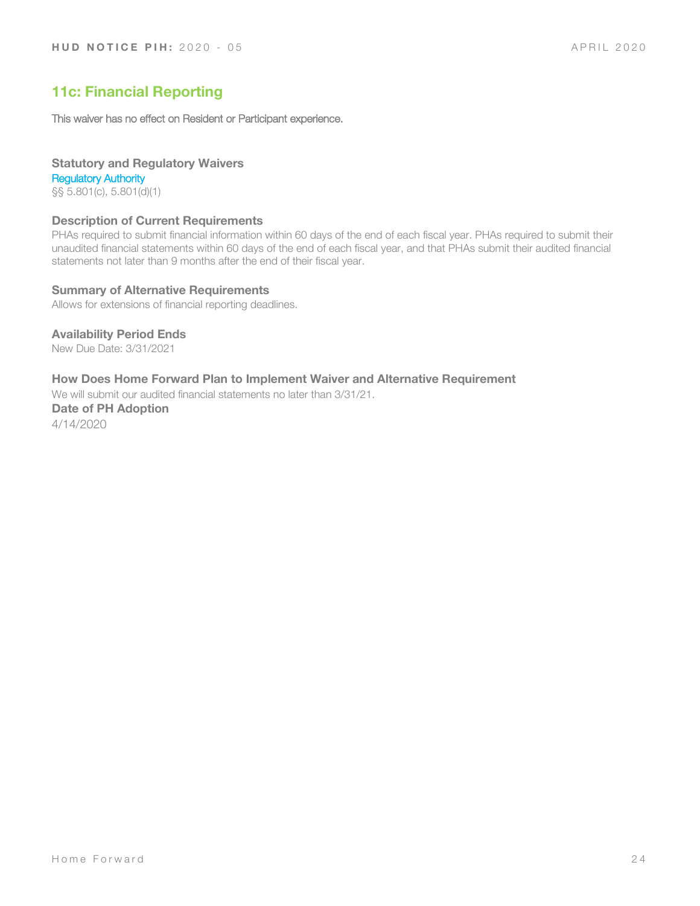## 11c: Financial Reporting

This waiver has no effect on Resident or Participant experience.

**Statutory and Regulatory Waivers**

Regulatory Authority

§§ 5.801(c), 5.801(d)(1)

**Description of Current Requirements**

PHAs required to submit financial information within 60 days of the end of each fiscal year. PHAs required to submit their unaudited financial statements within 60 days of the end of each fiscal year, and that PHAs submit their audited financial statements not later than 9 months after the end of their fiscal year.

**Summary of Alternative Requirements**

Allows for extensions of financial reporting deadlines.

**Availability Period Ends**

New Due Date: 3/31/2021

**How Does Home Forward Plan to Implement Waiver and Alternative Requirement**

We will submit our audited financial statements no later than 3/31/21.

**Date of PH Adoption**

4/14/2020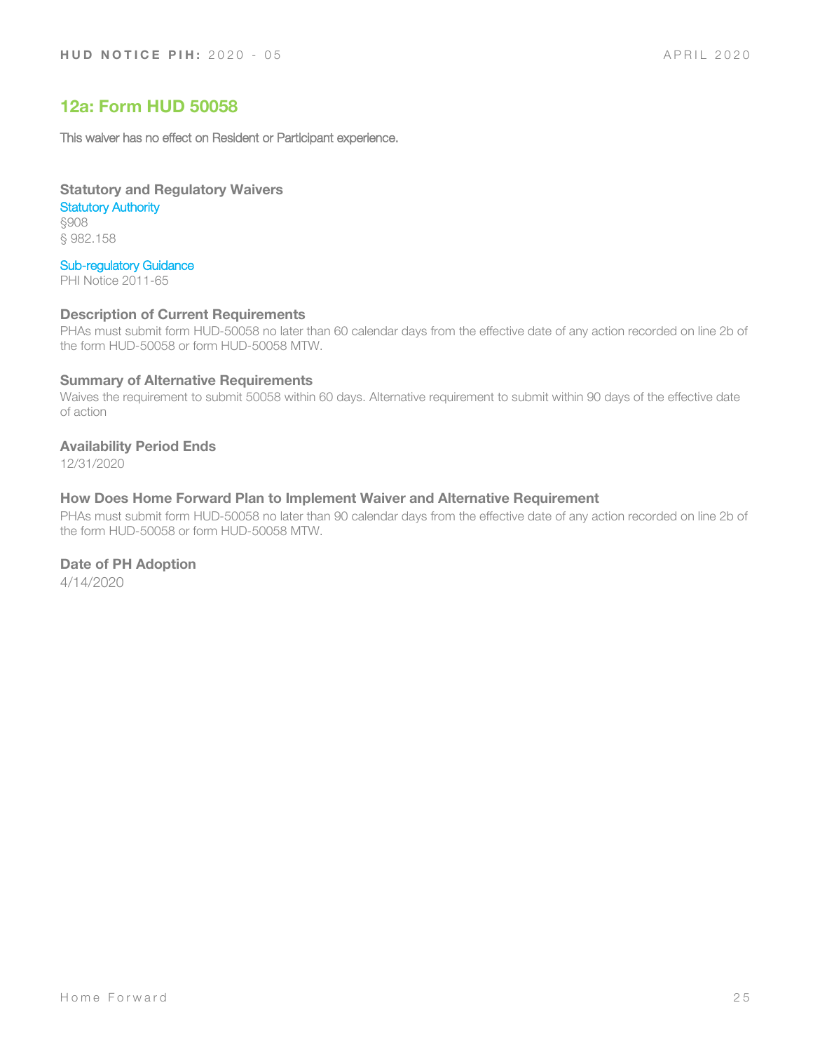## 12a: Form HUD 50058

This waiver has no effect on Resident or Participant experience.

### Statutory and Regulatory Waivers

Statutory Authority

§908

§ 982.158

Sub-regulatory Guidance

PHI Notice 2011-65

### Description of Current Requirements

PHAs must submit form HUD-50058 no later than 60 calendar days from the effective date of any action recorded on line 2b of the form HUD-50058 or form HUD-50058 MTW.

### Summary of Alternative Requirements

Waives the requirement to submit 50058 within 60 days. Alternative requirement to submit within 90 days of the effective date of action

### Availability Period Ends

12/31/2020

### How Does Home Forward Plan to Implement Waiver and Alternative Requirement

PHAs must submit form HUD-50058 no later than 90 calendar days from the effective date of any action recorded on line 2b of the form HUD-50058 or form HUD-50058 MTW.

### Date of PH Adoption

4/14/2020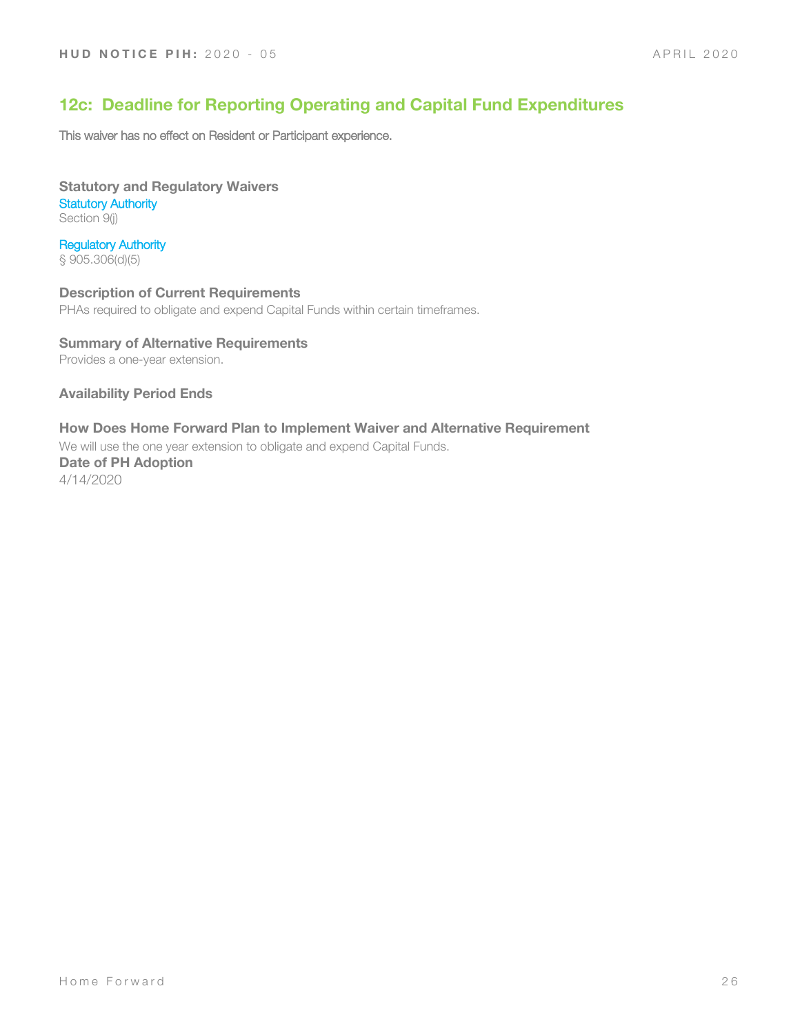## 12c: Deadline for Reporting Operating and Capital Fund Expenditures

This waiver has no effect on Resident or Participant experience.

**Statutory and Regulatory Waivers**

Statutory Authority
Section 9(j)

Regulatory Authority
§ 905.306(d)(5)

**Description of Current Requirements**
PHAs required to obligate and expend Capital Funds within certain timeframes.

**Summary of Alternative Requirements**
Provides a one-year extension.

**Availability Period Ends**

**How Does Home Forward Plan to Implement Waiver and Alternative Requirement**
We will use the one year extension to obligate and expend Capital Funds.

**Date of PH Adoption**
4/14/2020